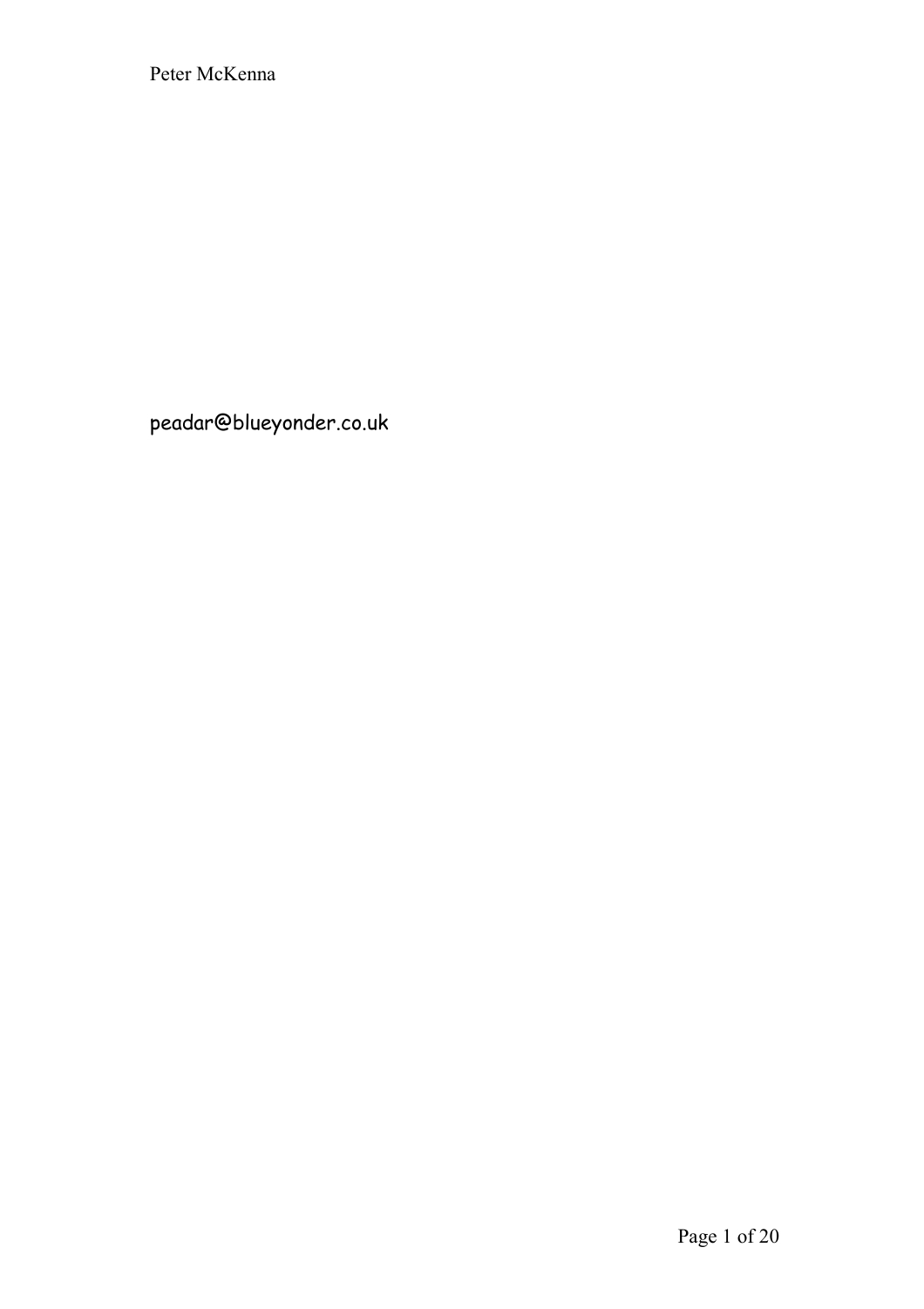Peter McKenna

peadar@blueyonder.co.uk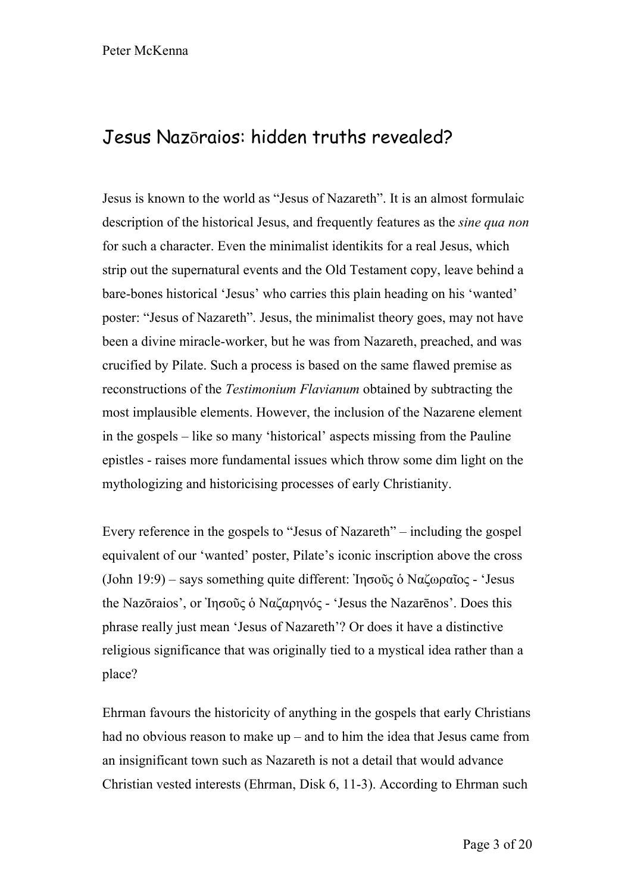# Jesus Nazōraios: hidden truths revealed?

Jesus is known to the world as "Jesus of Nazareth". It is an almost formulaic description of the historical Jesus, and frequently features as the *sine qua non* for such a character. Even the minimalist identikits for a real Jesus, which strip out the supernatural events and the Old Testament copy, leave behind a bare-bones historical 'Jesus' who carries this plain heading on his 'wanted' poster: "Jesus of Nazareth". Jesus, the minimalist theory goes, may not have been a divine miracle-worker, but he was from Nazareth, preached, and was crucified by Pilate. Such a process is based on the same flawed premise as reconstructions of the *Testimonium Flavianum* obtained by subtracting the most implausible elements. However, the inclusion of the Nazarene element in the gospels – like so many 'historical' aspects missing from the Pauline epistles - raises more fundamental issues which throw some dim light on the mythologizing and historicising processes of early Christianity.

Every reference in the gospels to "Jesus of Nazareth" – including the gospel equivalent of our 'wanted' poster, Pilate's iconic inscription above the cross (John 19:9) – says something quite different: Ἰησοῦς ὁ Ναζωραῖος - 'Jesus the Nazōraios', or Ἰησοῦς ὁ Ναζαρηνός - 'Jesus the Nazarēnos'. Does this phrase really just mean 'Jesus of Nazareth'? Or does it have a distinctive religious significance that was originally tied to a mystical idea rather than a place?

Ehrman favours the historicity of anything in the gospels that early Christians had no obvious reason to make up – and to him the idea that Jesus came from an insignificant town such as Nazareth is not a detail that would advance Christian vested interests (Ehrman, Disk 6, 11-3). According to Ehrman such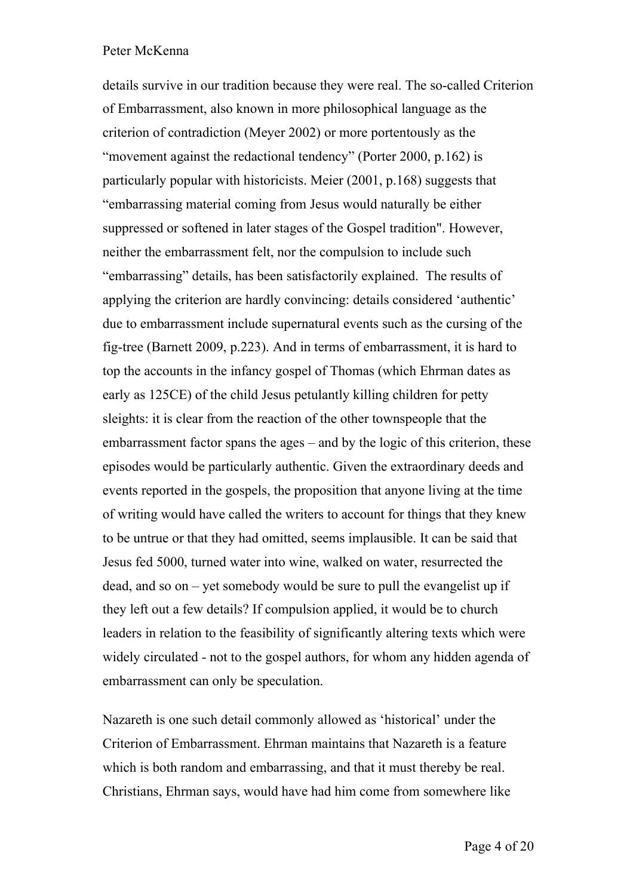details survive in our tradition because they were real. The so-called Criterion of Embarrassment, also known in more philosophical language as the criterion of contradiction (Meyer 2002) or more portentously as the "movement against the redactional tendency" (Porter 2000, p.162) is particularly popular with historicists. Meier (2001, p.168) suggests that "embarrassing material coming from Jesus would naturally be either suppressed or softened in later stages of the Gospel tradition". However, neither the embarrassment felt, nor the compulsion to include such "embarrassing" details, has been satisfactorily explained. The results of applying the criterion are hardly convincing: details considered 'authentic' due to embarrassment include supernatural events such as the cursing of the fig-tree (Barnett 2009, p.223). And in terms of embarrassment, it is hard to top the accounts in the infancy gospel of Thomas (which Ehrman dates as early as 125CE) of the child Jesus petulantly killing children for petty sleights: it is clear from the reaction of the other townspeople that the embarrassment factor spans the ages – and by the logic of this criterion, these episodes would be particularly authentic. Given the extraordinary deeds and events reported in the gospels, the proposition that anyone living at the time of writing would have called the writers to account for things that they knew to be untrue or that they had omitted, seems implausible. It can be said that Jesus fed 5000, turned water into wine, walked on water, resurrected the dead, and so on – yet somebody would be sure to pull the evangelist up if they left out a few details? If compulsion applied, it would be to church leaders in relation to the feasibility of significantly altering texts which were widely circulated - not to the gospel authors, for whom any hidden agenda of embarrassment can only be speculation.

Nazareth is one such detail commonly allowed as 'historical' under the Criterion of Embarrassment. Ehrman maintains that Nazareth is a feature which is both random and embarrassing, and that it must thereby be real. Christians, Ehrman says, would have had him come from somewhere like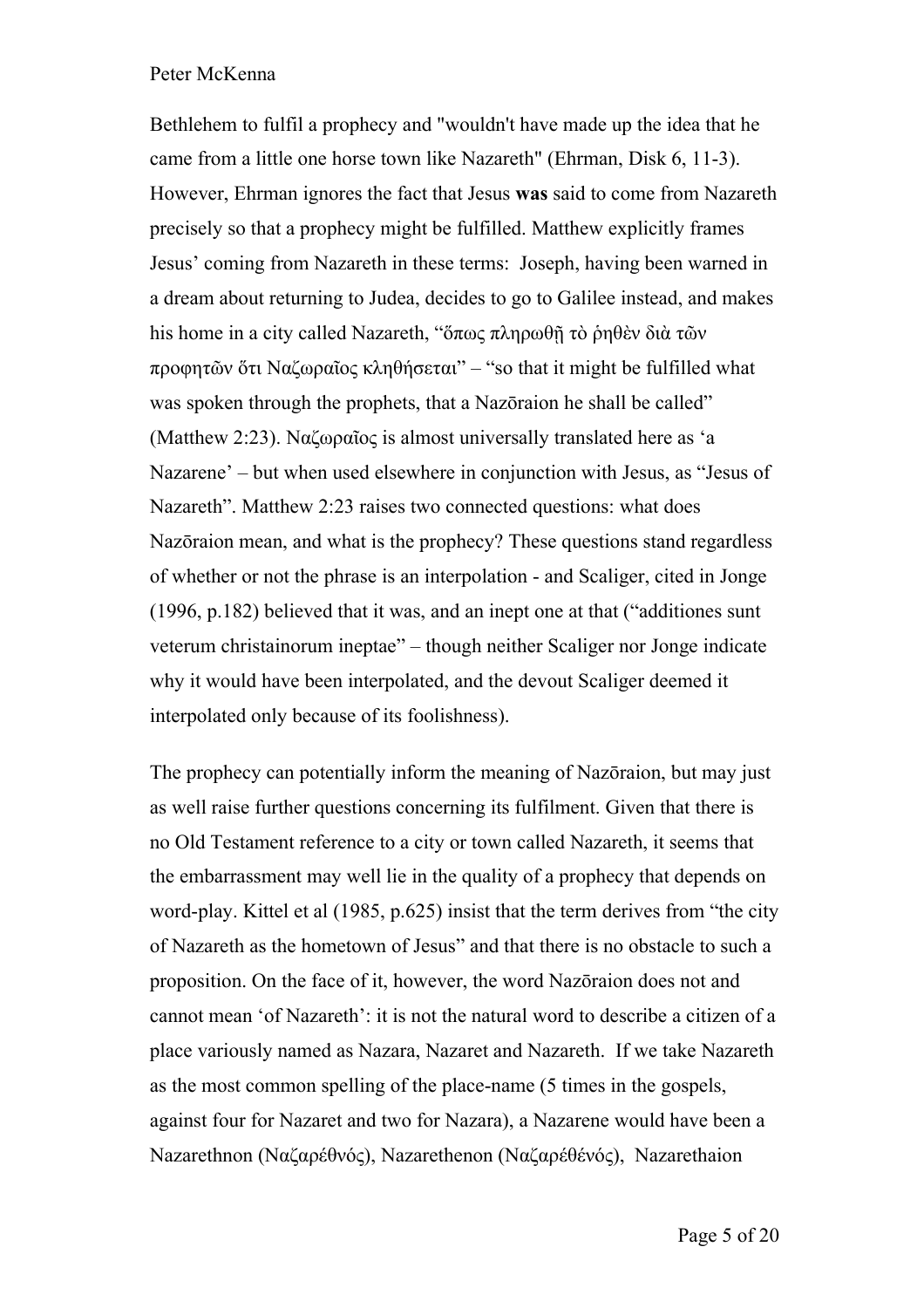Bethlehem to fulfil a prophecy and "wouldn't have made up the idea that he came from a little one horse town like Nazareth" (Ehrman, Disk 6, 11-3). However, Ehrman ignores the fact that Jesus **was** said to come from Nazareth precisely so that a prophecy might be fulfilled. Matthew explicitly frames Jesus' coming from Nazareth in these terms: Joseph, having been warned in a dream about returning to Judea, decides to go to Galilee instead, and makes his home in a city called Nazareth, "ὅπως πληρωθῇ τὸ ῥηθὲν διὰ τῶν προφητῶν ὅτι Ναζωραῖος κληθήσεται" – "so that it might be fulfilled what was spoken through the prophets, that a Nazōraion he shall be called" (Matthew 2:23). Ναζωραῖος is almost universally translated here as 'a Nazarene' – but when used elsewhere in conjunction with Jesus, as "Jesus of Nazareth". Matthew 2:23 raises two connected questions: what does Nazōraion mean, and what is the prophecy? These questions stand regardless of whether or not the phrase is an interpolation - and Scaliger, cited in Jonge (1996, p.182) believed that it was, and an inept one at that ("additiones sunt veterum christainorum ineptae" – though neither Scaliger nor Jonge indicate why it would have been interpolated, and the devout Scaliger deemed it interpolated only because of its foolishness).

The prophecy can potentially inform the meaning of Nazōraion, but may just as well raise further questions concerning its fulfilment. Given that there is no Old Testament reference to a city or town called Nazareth, it seems that the embarrassment may well lie in the quality of a prophecy that depends on word-play. Kittel et al (1985, p.625) insist that the term derives from "the city of Nazareth as the hometown of Jesus" and that there is no obstacle to such a proposition. On the face of it, however, the word Nazōraion does not and cannot mean 'of Nazareth': it is not the natural word to describe a citizen of a place variously named as Nazara, Nazaret and Nazareth. If we take Nazareth as the most common spelling of the place-name (5 times in the gospels, against four for Nazaret and two for Nazara), a Nazarene would have been a Nazarethnon (Ναζαρέθνός), Nazarethenon (Ναζαρέθένός), Nazarethaion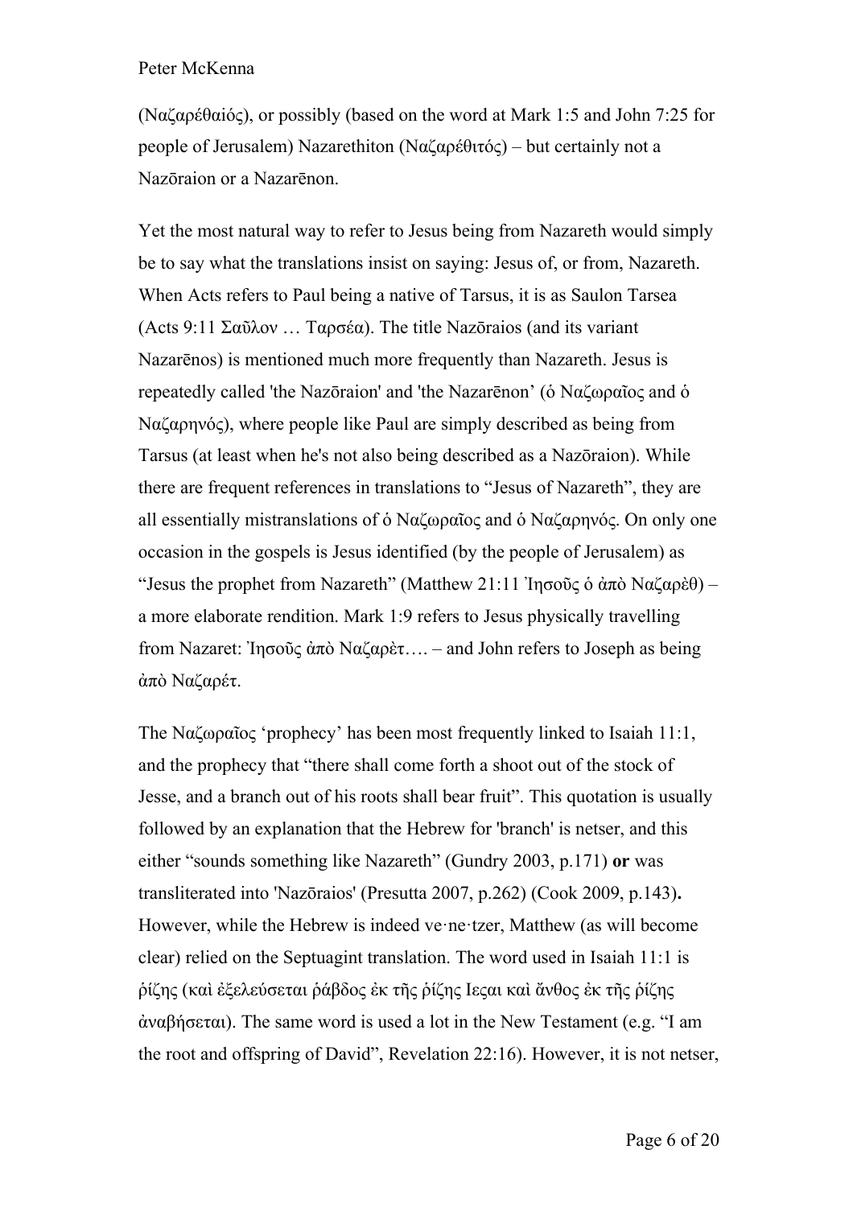(Ναζαρέθαιός), or possibly (based on the word at Mark 1:5 and John 7:25 for people of Jerusalem) Nazarethiton (Ναζαρέθιτός) – but certainly not a Nazōraion or a Nazarēnon.

Yet the most natural way to refer to Jesus being from Nazareth would simply be to say what the translations insist on saying: Jesus of, or from, Nazareth. When Acts refers to Paul being a native of Tarsus, it is as Saulon Tarsea (Acts 9:11 Σαῦλον … Ταρσέα). The title Nazōraios (and its variant Nazarēnos) is mentioned much more frequently than Nazareth. Jesus is repeatedly called 'the Nazōraion' and 'the Nazarēnon' (ὁ Ναζωραῖος and ὁ Ναζαρηνός), where people like Paul are simply described as being from Tarsus (at least when he's not also being described as a Nazōraion). While there are frequent references in translations to "Jesus of Nazareth", they are all essentially mistranslations of ὁ Ναζωραῖος and ὁ Ναζαρηνός. On only one occasion in the gospels is Jesus identified (by the people of Jerusalem) as "Jesus the prophet from Nazareth" (Matthew 21:11 Ἰησοῦς ὁ ἀπὸ Ναζαρὲθ) – a more elaborate rendition. Mark 1:9 refers to Jesus physically travelling from Nazaret: Ἰησοῦς ἀπὸ Ναζαρὲτ…. – and John refers to Joseph as being ἀπὸ Ναζαρέτ.

The Ναζωραῖος 'prophecy' has been most frequently linked to Isaiah 11:1, and the prophecy that "there shall come forth a shoot out of the stock of Jesse, and a branch out of his roots shall bear fruit". This quotation is usually followed by an explanation that the Hebrew for 'branch' is netser, and this either "sounds something like Nazareth" (Gundry 2003, p.171) **or** was transliterated into 'Nazōraios' (Presutta 2007, p.262) (Cook 2009, p.143)**.** However, while the Hebrew is indeed ve·ne·tzer, Matthew (as will become clear) relied on the Septuagint translation. The word used in Isaiah 11:1 is ῥίζης (καὶ ἐξελεύσεται ῥάβδος ἐκ τῆς ῥίζης Ιεςαι καὶ ἄνθος ἐκ τῆς ῥίζης ἀναβήσεται). The same word is used a lot in the New Testament (e.g. "I am the root and offspring of David", Revelation 22:16). However, it is not netser,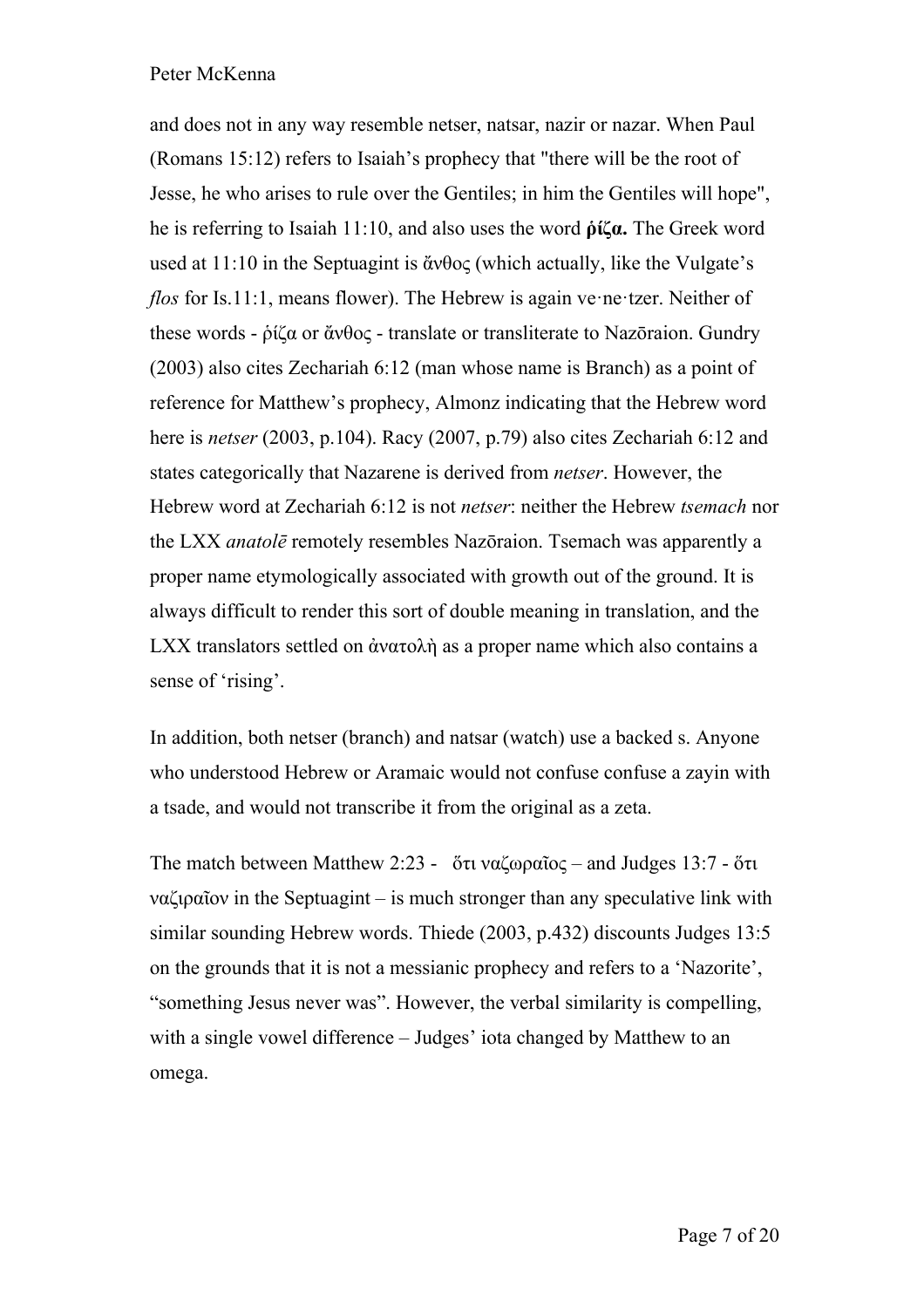and does not in any way resemble netser, natsar, nazir or nazar. When Paul (Romans 15:12) refers to Isaiah's prophecy that "there will be the root of Jesse, he who arises to rule over the Gentiles; in him the Gentiles will hope", he is referring to Isaiah 11:10, and also uses the word **ῥίζα.** The Greek word used at 11:10 in the Septuagint is ἄνθος (which actually, like the Vulgate's *flos* for Is.11:1, means flower). The Hebrew is again ve·ne·tzer. Neither of these words - ῥίζα or ἄνθος - translate or transliterate to Nazōraion. Gundry (2003) also cites Zechariah 6:12 (man whose name is Branch) as a point of reference for Matthew's prophecy, Almonz indicating that the Hebrew word here is *netser* (2003, p.104). Racy (2007, p.79) also cites Zechariah 6:12 and states categorically that Nazarene is derived from *netser*. However, the Hebrew word at Zechariah 6:12 is not *netser*: neither the Hebrew *tsemach* nor the LXX *anatolē* remotely resembles Nazōraion. Tsemach was apparently a proper name etymologically associated with growth out of the ground. It is always difficult to render this sort of double meaning in translation, and the LXX translators settled on ἀνατολὴ as a proper name which also contains a sense of 'rising'.

In addition, both netser (branch) and natsar (watch) use a backed s. Anyone who understood Hebrew or Aramaic would not confuse confuse a zayin with a tsade, and would not transcribe it from the original as a zeta.

The match between Matthew 2:23 - ὅτι ναζωραῖος – and Judges 13:7 - ὅτι ναζιραῖον in the Septuagint – is much stronger than any speculative link with similar sounding Hebrew words. Thiede (2003, p.432) discounts Judges 13:5 on the grounds that it is not a messianic prophecy and refers to a 'Nazorite', "something Jesus never was". However, the verbal similarity is compelling, with a single vowel difference – Judges' iota changed by Matthew to an omega.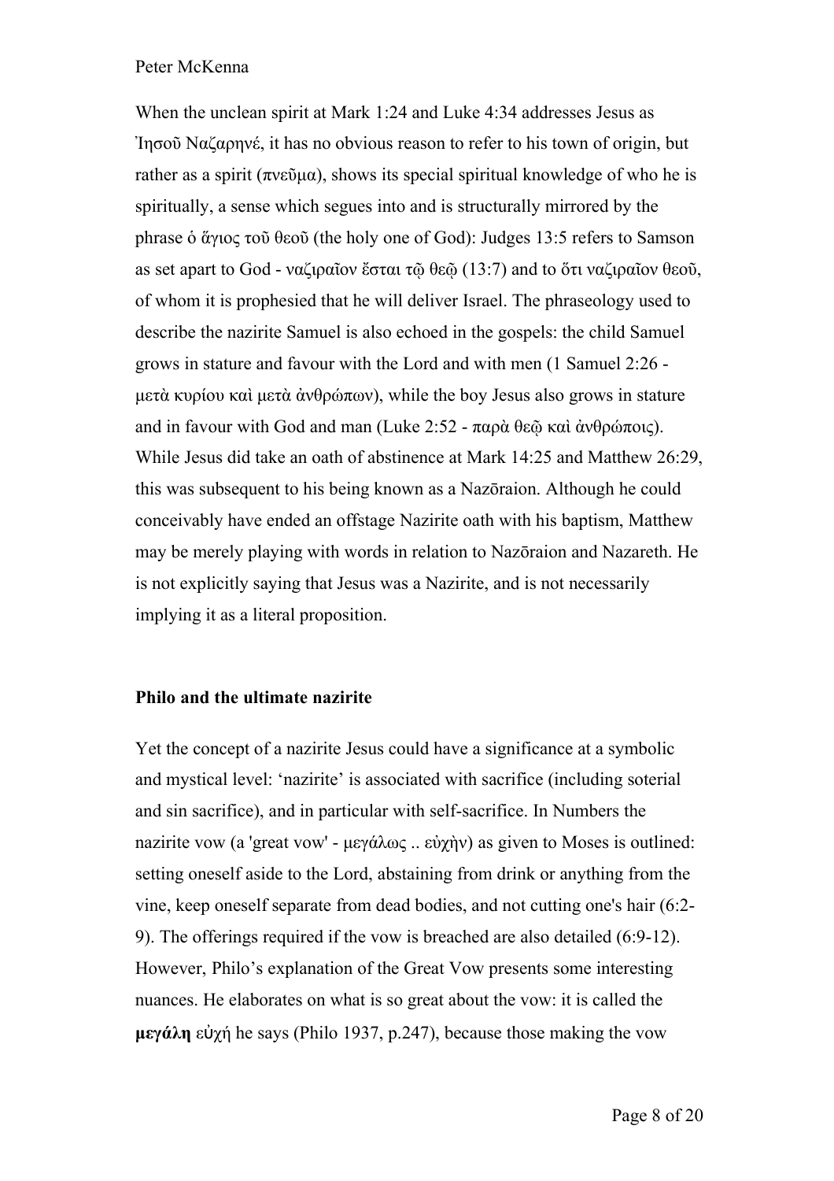When the unclean spirit at Mark 1:24 and Luke 4:34 addresses Jesus as Ἰησοῦ Ναζαρηνέ, it has no obvious reason to refer to his town of origin, but rather as a spirit (πνεῦμα), shows its special spiritual knowledge of who he is spiritually, a sense which segues into and is structurally mirrored by the phrase ὁ ἅγιος τοῦ θεοῦ (the holy one of God): Judges 13:5 refers to Samson as set apart to God - ναζιραῖον ἔσται τῷ θεῷ (13:7) and to ὅτι ναζιραῖον θεοῦ, of whom it is prophesied that he will deliver Israel. The phraseology used to describe the nazirite Samuel is also echoed in the gospels: the child Samuel grows in stature and favour with the Lord and with men (1 Samuel 2:26 - μετὰ κυρίου καὶ μετὰ ἀνθρώπων), while the boy Jesus also grows in stature and in favour with God and man (Luke 2:52 - παρὰ θεῷ καὶ ἀνθρώποις). While Jesus did take an oath of abstinence at Mark 14:25 and Matthew 26:29, this was subsequent to his being known as a Nazōraion. Although he could conceivably have ended an offstage Nazirite oath with his baptism, Matthew may be merely playing with words in relation to Nazōraion and Nazareth. He is not explicitly saying that Jesus was a Nazirite, and is not necessarily implying it as a literal proposition.

### Philo and the ultimate nazirite

Yet the concept of a nazirite Jesus could have a significance at a symbolic and mystical level: 'nazirite' is associated with sacrifice (including soterial and sin sacrifice), and in particular with self-sacrifice. In Numbers the nazirite vow (a 'great vow' - μεγάλως .. εὐχὴν) as given to Moses is outlined: setting oneself aside to the Lord, abstaining from drink or anything from the vine, keep oneself separate from dead bodies, and not cutting one's hair (6:2-9). The offerings required if the vow is breached are also detailed (6:9-12). However, Philo's explanation of the Great Vow presents some interesting nuances. He elaborates on what is so great about the vow: it is called the **μεγάλη** εὐχή he says (Philo 1937, p.247), because those making the vow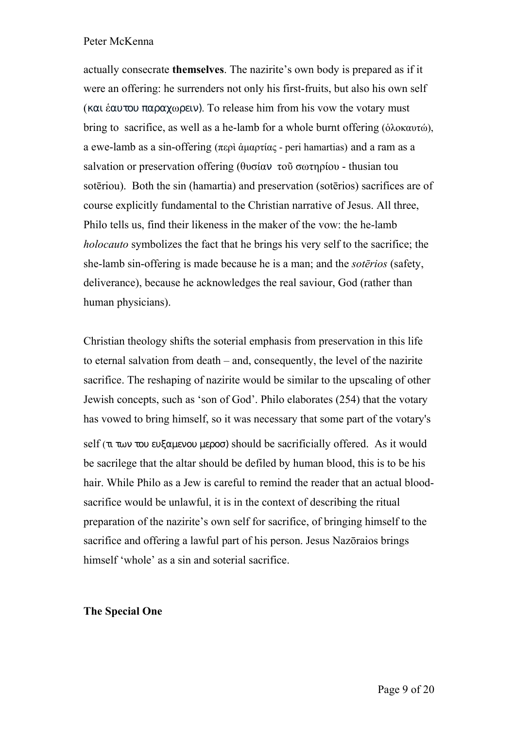actually consecrate **themselves**. The nazirite's own body is prepared as if it were an offering: he surrenders not only his first-fruits, but also his own self (και ἑαυτου παραχωρειν). To release him from his vow the votary must bring to sacrifice, as well as a he-lamb for a whole burnt offering (ὁλοκαυτώ), a ewe-lamb as a sin-offering (περὶ ἁμαρτίας - peri hamartias) and a ram as a salvation or preservation offering (θυσίαν τοῦ σωτηρίου - thusian tou sotēriou). Both the sin (hamartia) and preservation (sotērios) sacrifices are of course explicitly fundamental to the Christian narrative of Jesus. All three, Philo tells us, find their likeness in the maker of the vow: the he-lamb *holocauto* symbolizes the fact that he brings his very self to the sacrifice; the she-lamb sin-offering is made because he is a man; and the *sotērios* (safety, deliverance), because he acknowledges the real saviour, God (rather than human physicians).

Christian theology shifts the soterial emphasis from preservation in this life to eternal salvation from death – and, consequently, the level of the nazirite sacrifice. The reshaping of nazirite would be similar to the upscaling of other Jewish concepts, such as 'son of God'. Philo elaborates (254) that the votary has vowed to bring himself, so it was necessary that some part of the votary's self (τι των του ευξαμενου μεροσ) should be sacrificially offered. As it would be sacrilege that the altar should be defiled by human blood, this is to be his hair. While Philo as a Jew is careful to remind the reader that an actual blood-sacrifice would be unlawful, it is in the context of describing the ritual preparation of the nazirite's own self for sacrifice, of bringing himself to the sacrifice and offering a lawful part of his person. Jesus Nazōraios brings himself 'whole' as a sin and soterial sacrifice.

**The Special One**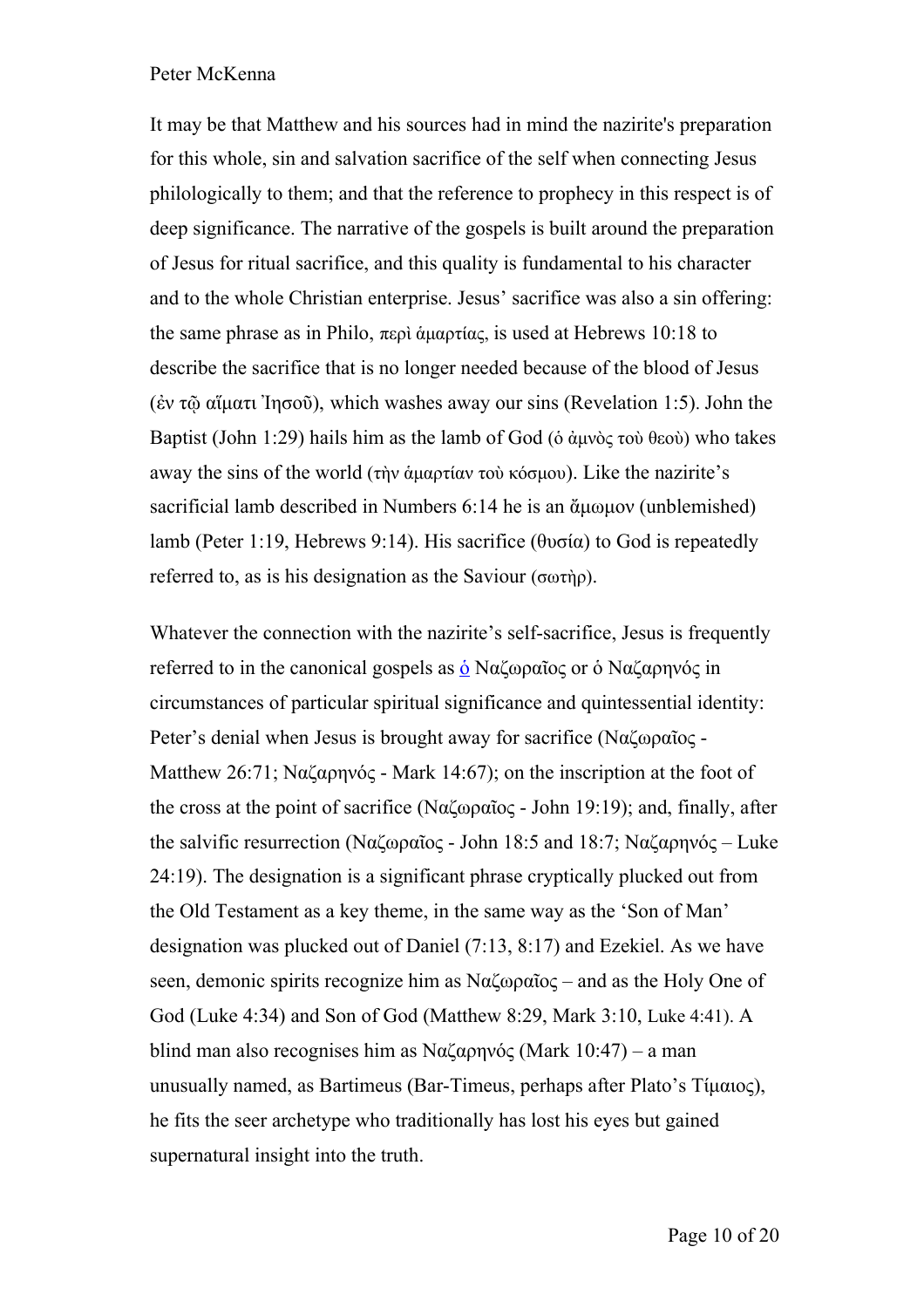It may be that Matthew and his sources had in mind the nazirite's preparation for this whole, sin and salvation sacrifice of the self when connecting Jesus philologically to them; and that the reference to prophecy in this respect is of deep significance. The narrative of the gospels is built around the preparation of Jesus for ritual sacrifice, and this quality is fundamental to his character and to the whole Christian enterprise. Jesus' sacrifice was also a sin offering: the same phrase as in Philo, περὶ ἁμαρτίας, is used at Hebrews 10:18 to describe the sacrifice that is no longer needed because of the blood of Jesus (ἐν τῷ αἵματι Ἰησοῦ), which washes away our sins (Revelation 1:5). John the Baptist (John 1:29) hails him as the lamb of God (ὁ ἀμνὸς τοὺ θεοὺ) who takes away the sins of the world (τὴν ἁμαρτίαν τοὺ κόσμου). Like the nazirite's sacrificial lamb described in Numbers 6:14 he is an ἄμωμον (unblemished) lamb (Peter 1:19, Hebrews 9:14). His sacrifice (θυσία) to God is repeatedly referred to, as is his designation as the Saviour (σωτὴρ).

Whatever the connection with the nazirite's self-sacrifice, Jesus is frequently referred to in the canonical gospels as ὁ Ναζωραῖος or ὁ Ναζαρηνός in circumstances of particular spiritual significance and quintessential identity: Peter's denial when Jesus is brought away for sacrifice (Ναζωραῖος - Matthew 26:71; Ναζαρηνός - Mark 14:67); on the inscription at the foot of the cross at the point of sacrifice (Ναζωραῖος - John 19:19); and, finally, after the salvific resurrection (Ναζωραῖος - John 18:5 and 18:7; Ναζαρηνός – Luke 24:19). The designation is a significant phrase cryptically plucked out from the Old Testament as a key theme, in the same way as the 'Son of Man' designation was plucked out of Daniel (7:13, 8:17) and Ezekiel. As we have seen, demonic spirits recognize him as Ναζωραῖος – and as the Holy One of God (Luke 4:34) and Son of God (Matthew 8:29, Mark 3:10, Luke 4:41). A blind man also recognises him as Ναζαρηνός (Mark 10:47) – a man unusually named, as Bartimeus (Bar-Timeus, perhaps after Plato's Τίμαιος), he fits the seer archetype who traditionally has lost his eyes but gained supernatural insight into the truth.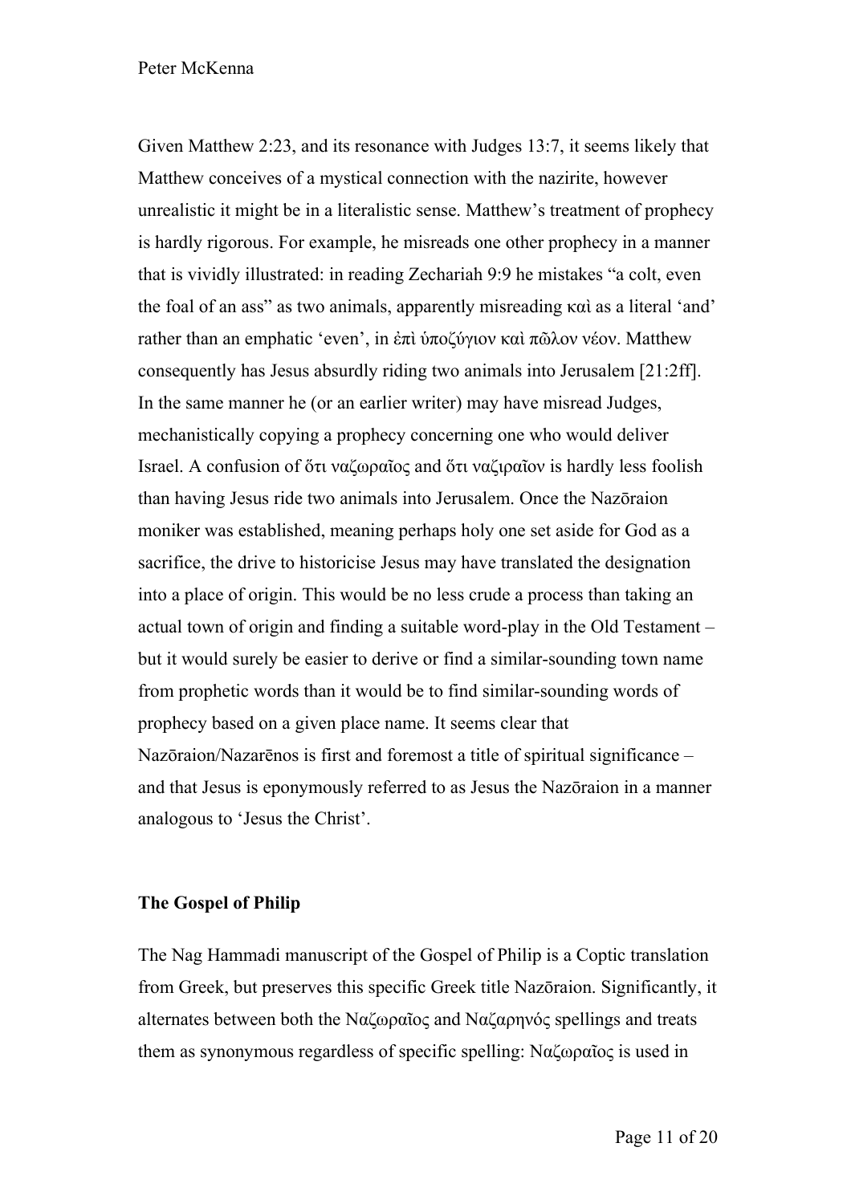Given Matthew 2:23, and its resonance with Judges 13:7, it seems likely that Matthew conceives of a mystical connection with the nazirite, however unrealistic it might be in a literalistic sense. Matthew's treatment of prophecy is hardly rigorous. For example, he misreads one other prophecy in a manner that is vividly illustrated: in reading Zechariah 9:9 he mistakes "a colt, even the foal of an ass" as two animals, apparently misreading καὶ as a literal 'and' rather than an emphatic 'even', in ἐπὶ ὑποζύγιον καὶ πῶλον νέον. Matthew consequently has Jesus absurdly riding two animals into Jerusalem [21:2ff]. In the same manner he (or an earlier writer) may have misread Judges, mechanistically copying a prophecy concerning one who would deliver Israel. A confusion of ὅτι ναζωραῖος and ὅτι ναζιραῖον is hardly less foolish than having Jesus ride two animals into Jerusalem. Once the Nazōraion moniker was established, meaning perhaps holy one set aside for God as a sacrifice, the drive to historicise Jesus may have translated the designation into a place of origin. This would be no less crude a process than taking an actual town of origin and finding a suitable word-play in the Old Testament – but it would surely be easier to derive or find a similar-sounding town name from prophetic words than it would be to find similar-sounding words of prophecy based on a given place name. It seems clear that Nazōraion/Nazarēnos is first and foremost a title of spiritual significance – and that Jesus is eponymously referred to as Jesus the Nazōraion in a manner analogous to 'Jesus the Christ'.

### The Gospel of Philip

The Nag Hammadi manuscript of the Gospel of Philip is a Coptic translation from Greek, but preserves this specific Greek title Nazōraion. Significantly, it alternates between both the Ναζωραῖος and Ναζαρηνός spellings and treats them as synonymous regardless of specific spelling: Ναζωραῖος is used in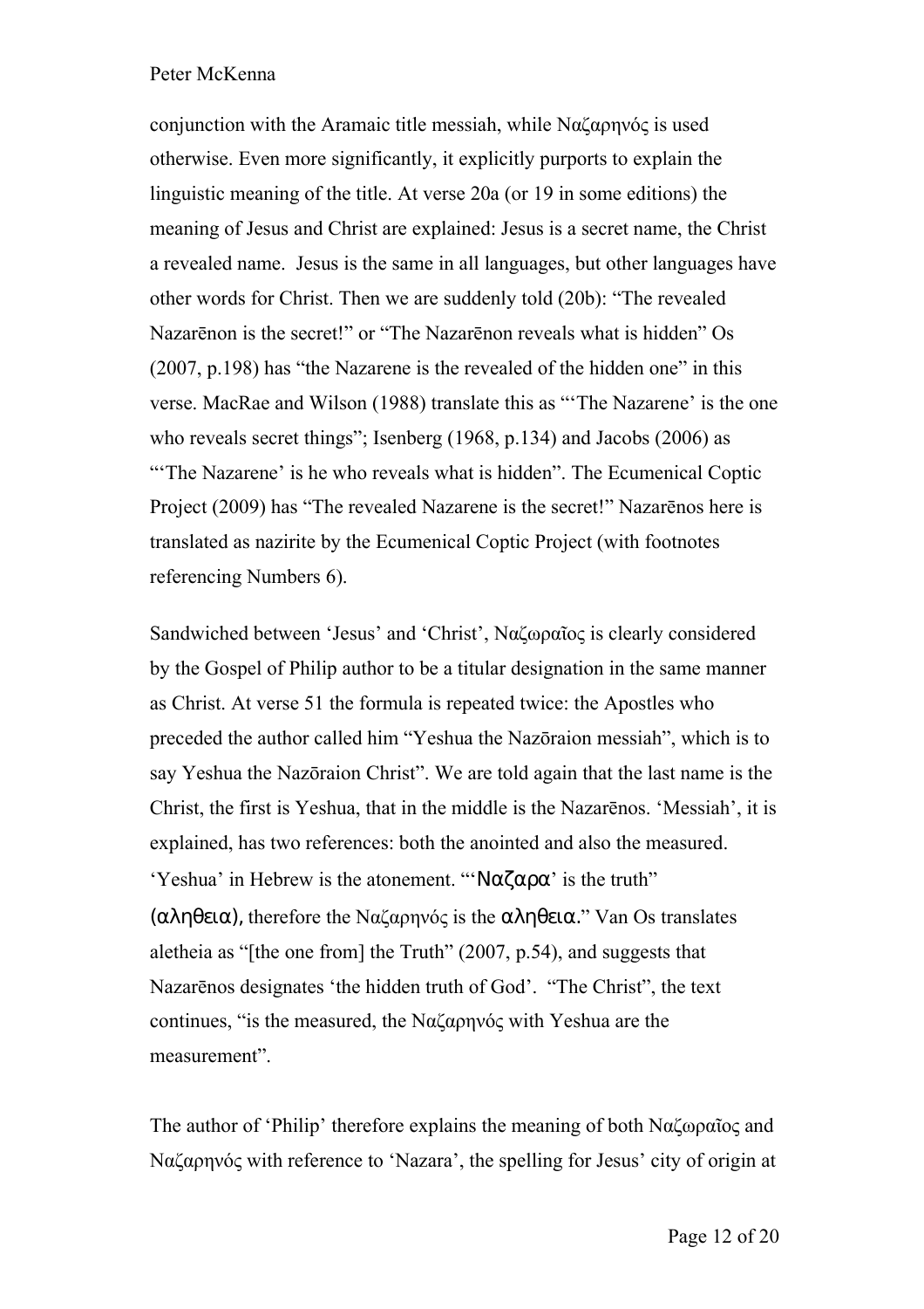conjunction with the Aramaic title messiah, while Ναζαρηνός is used otherwise. Even more significantly, it explicitly purports to explain the linguistic meaning of the title. At verse 20a (or 19 in some editions) the meaning of Jesus and Christ are explained: Jesus is a secret name, the Christ a revealed name. Jesus is the same in all languages, but other languages have other words for Christ. Then we are suddenly told (20b): "The revealed Nazarēnon is the secret!" or "The Nazarēnon reveals what is hidden" Os (2007, p.198) has "the Nazarene is the revealed of the hidden one" in this verse. MacRae and Wilson (1988) translate this as "'The Nazarene' is the one who reveals secret things"; Isenberg (1968, p.134) and Jacobs (2006) as "'The Nazarene' is he who reveals what is hidden". The Ecumenical Coptic Project (2009) has "The revealed Nazarene is the secret!" Nazarēnos here is translated as nazirite by the Ecumenical Coptic Project (with footnotes referencing Numbers 6).

Sandwiched between 'Jesus' and 'Christ', Ναζωραῖος is clearly considered by the Gospel of Philip author to be a titular designation in the same manner as Christ. At verse 51 the formula is repeated twice: the Apostles who preceded the author called him "Yeshua the Nazōraion messiah", which is to say Yeshua the Nazōraion Christ". We are told again that the last name is the Christ, the first is Yeshua, that in the middle is the Nazarēnos. 'Messiah', it is explained, has two references: both the anointed and also the measured. 'Yeshua' in Hebrew is the atonement. "'Ναζαρα' is the truth" (αληθεια), therefore the Ναζαρηνός is the αληθεια." Van Os translates aletheia as "[the one from] the Truth" (2007, p.54), and suggests that Nazarēnos designates 'the hidden truth of God'. "The Christ", the text continues, "is the measured, the Ναζαρηνός with Yeshua are the measurement".

The author of 'Philip' therefore explains the meaning of both Ναζωραῖος and Ναζαρηνός with reference to 'Nazara', the spelling for Jesus' city of origin at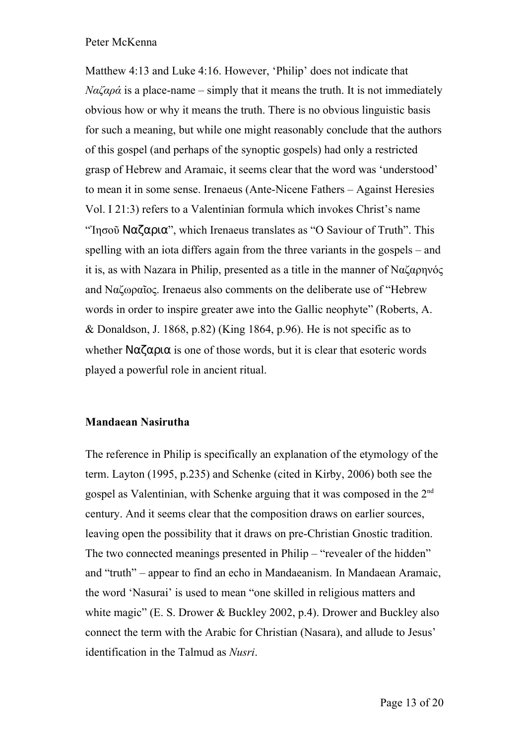Matthew 4:13 and Luke 4:16. However, 'Philip' does not indicate that *Ναζαρά* is a place-name – simply that it means the truth. It is not immediately obvious how or why it means the truth. There is no obvious linguistic basis for such a meaning, but while one might reasonably conclude that the authors of this gospel (and perhaps of the synoptic gospels) had only a restricted grasp of Hebrew and Aramaic, it seems clear that the word was 'understood' to mean it in some sense. Irenaeus (Ante-Nicene Fathers – Against Heresies Vol. I 21:3) refers to a Valentinian formula which invokes Christ's name "Ἰησοῦ Ναζαρια", which Irenaeus translates as "O Saviour of Truth". This spelling with an iota differs again from the three variants in the gospels – and it is, as with Nazara in Philip, presented as a title in the manner of Ναζαρηνός and Ναζωραῖος. Irenaeus also comments on the deliberate use of "Hebrew words in order to inspire greater awe into the Gallic neophyte" (Roberts, A. & Donaldson, J. 1868, p.82) (King 1864, p.96). He is not specific as to whether Ναζαρια is one of those words, but it is clear that esoteric words played a powerful role in ancient ritual.

### Mandaean Nasirutha

The reference in Philip is specifically an explanation of the etymology of the term. Layton (1995, p.235) and Schenke (cited in Kirby, 2006) both see the gospel as Valentinian, with Schenke arguing that it was composed in the 2nd century. And it seems clear that the composition draws on earlier sources, leaving open the possibility that it draws on pre-Christian Gnostic tradition. The two connected meanings presented in Philip – "revealer of the hidden" and "truth" – appear to find an echo in Mandaeanism. In Mandaean Aramaic, the word 'Nasurai' is used to mean "one skilled in religious matters and white magic" (E. S. Drower & Buckley 2002, p.4). Drower and Buckley also connect the term with the Arabic for Christian (Nasara), and allude to Jesus' identification in the Talmud as *Nusri*.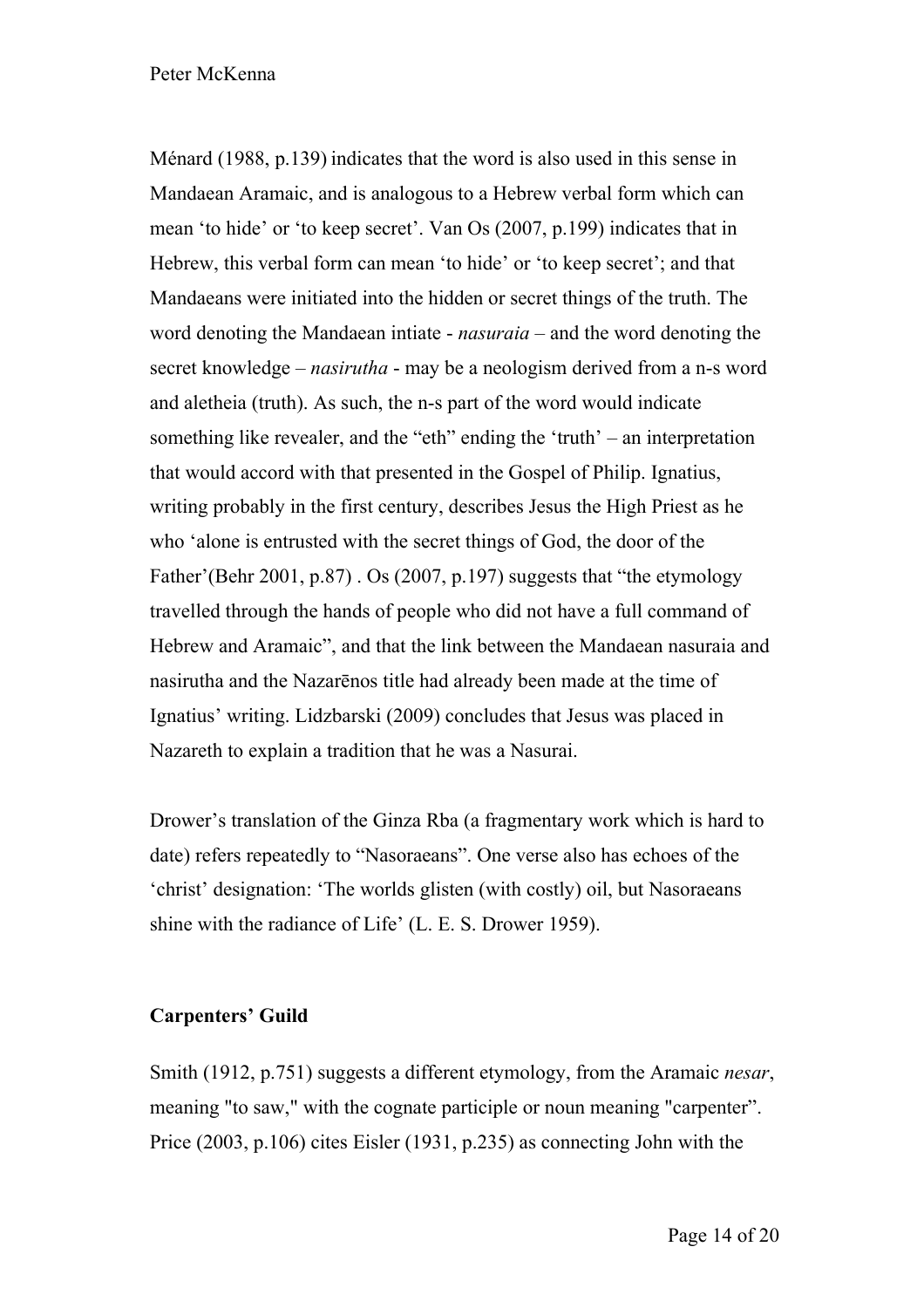Ménard (1988, p.139) indicates that the word is also used in this sense in Mandaean Aramaic, and is analogous to a Hebrew verbal form which can mean 'to hide' or 'to keep secret'. Van Os (2007, p.199) indicates that in Hebrew, this verbal form can mean 'to hide' or 'to keep secret'; and that Mandaeans were initiated into the hidden or secret things of the truth. The word denoting the Mandaean intiate - *nasuraia* – and the word denoting the secret knowledge – *nasirutha* - may be a neologism derived from a n-s word and aletheia (truth). As such, the n-s part of the word would indicate something like revealer, and the "eth" ending the 'truth' – an interpretation that would accord with that presented in the Gospel of Philip. Ignatius, writing probably in the first century, describes Jesus the High Priest as he who 'alone is entrusted with the secret things of God, the door of the Father'(Behr 2001, p.87) . Os (2007, p.197) suggests that "the etymology travelled through the hands of people who did not have a full command of Hebrew and Aramaic", and that the link between the Mandaean nasuraia and nasirutha and the Nazarēnos title had already been made at the time of Ignatius' writing. Lidzbarski (2009) concludes that Jesus was placed in Nazareth to explain a tradition that he was a Nasurai.

Drower's translation of the Ginza Rba (a fragmentary work which is hard to date) refers repeatedly to "Nasoraeans". One verse also has echoes of the 'christ' designation: 'The worlds glisten (with costly) oil, but Nasoraeans shine with the radiance of Life' (L. E. S. Drower 1959).

## Carpenters' Guild

Smith (1912, p.751) suggests a different etymology, from the Aramaic *nesar*, meaning "to saw," with the cognate participle or noun meaning "carpenter". Price (2003, p.106) cites Eisler (1931, p.235) as connecting John with the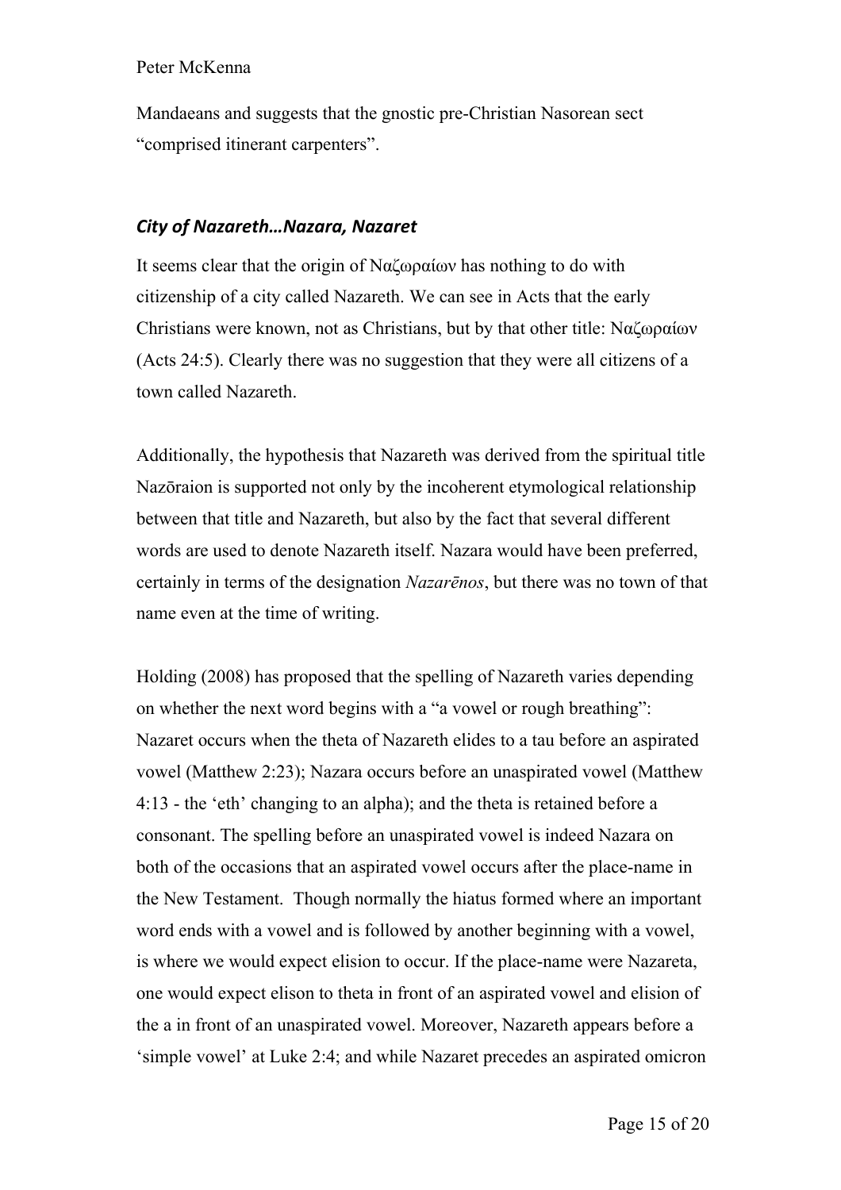Mandaeans and suggests that the gnostic pre-Christian Nasorean sect "comprised itinerant carpenters".

### *City of Nazareth…Nazara, Nazaret*

It seems clear that the origin of Ναζωραίων has nothing to do with citizenship of a city called Nazareth. We can see in Acts that the early Christians were known, not as Christians, but by that other title: Ναζωραίων (Acts 24:5). Clearly there was no suggestion that they were all citizens of a town called Nazareth.

Additionally, the hypothesis that Nazareth was derived from the spiritual title Nazōraion is supported not only by the incoherent etymological relationship between that title and Nazareth, but also by the fact that several different words are used to denote Nazareth itself. Nazara would have been preferred, certainly in terms of the designation *Nazarēnos*, but there was no town of that name even at the time of writing.

Holding (2008) has proposed that the spelling of Nazareth varies depending on whether the next word begins with a "a vowel or rough breathing": Nazaret occurs when the theta of Nazareth elides to a tau before an aspirated vowel (Matthew 2:23); Nazara occurs before an unaspirated vowel (Matthew 4:13 - the 'eth' changing to an alpha); and the theta is retained before a consonant. The spelling before an unaspirated vowel is indeed Nazara on both of the occasions that an aspirated vowel occurs after the place-name in the New Testament. Though normally the hiatus formed where an important word ends with a vowel and is followed by another beginning with a vowel, is where we would expect elision to occur. If the place-name were Nazareta, one would expect elison to theta in front of an aspirated vowel and elision of the a in front of an unaspirated vowel. Moreover, Nazareth appears before a 'simple vowel' at Luke 2:4; and while Nazaret precedes an aspirated omicron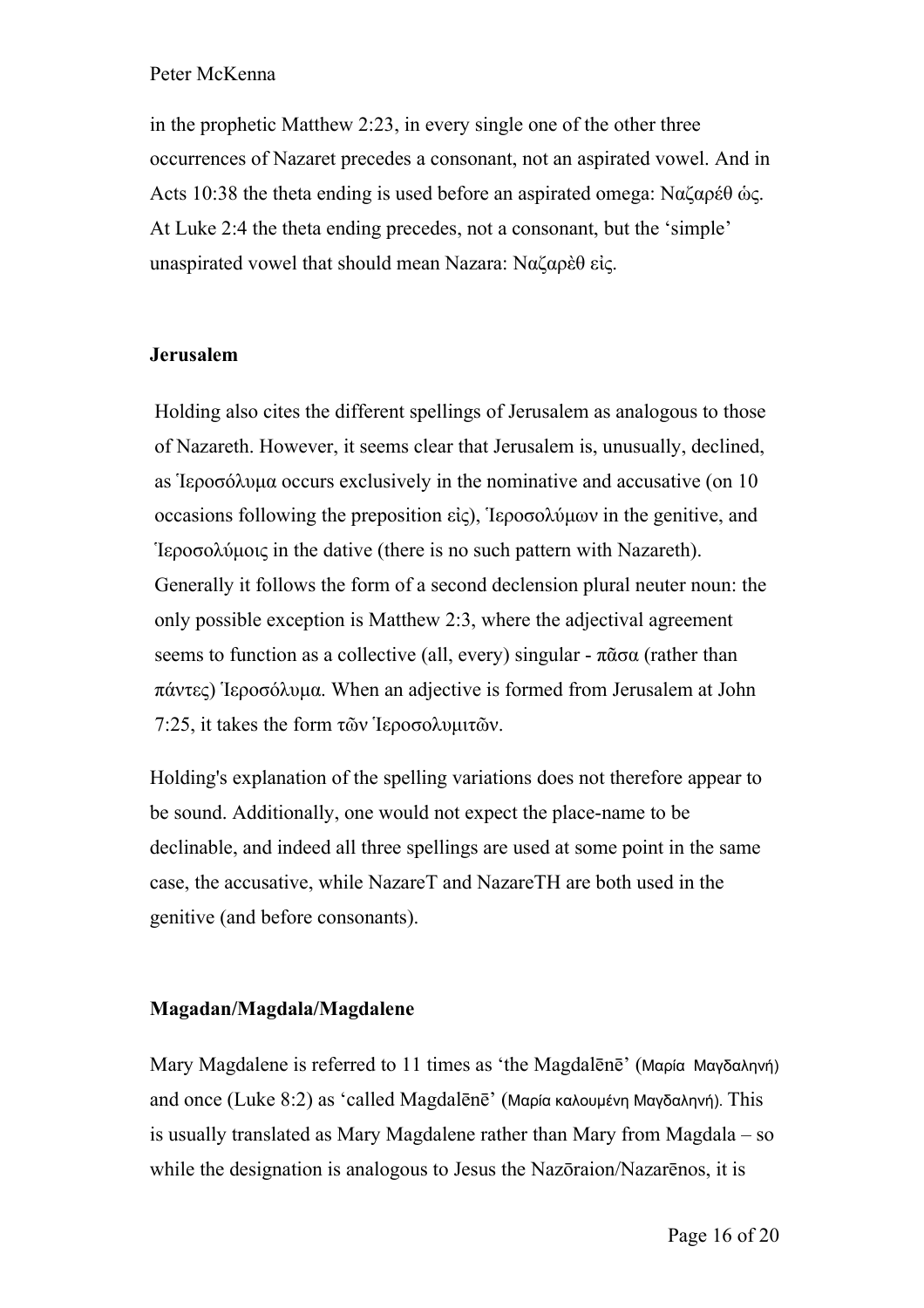in the prophetic Matthew 2:23, in every single one of the other three occurrences of Nazaret precedes a consonant, not an aspirated vowel. And in Acts 10:38 the theta ending is used before an aspirated omega: Ναζαρέθ ὡς. At Luke 2:4 the theta ending precedes, not a consonant, but the 'simple' unaspirated vowel that should mean Nazara: Ναζαρὲθ εἰς.

**Jerusalem**

Holding also cites the different spellings of Jerusalem as analogous to those of Nazareth. However, it seems clear that Jerusalem is, unusually, declined, as Ἱεροσόλυμα occurs exclusively in the nominative and accusative (on 10 occasions following the preposition εἰς), Ἱεροσολύμων in the genitive, and Ἱεροσολύμοις in the dative (there is no such pattern with Nazareth). Generally it follows the form of a second declension plural neuter noun: the only possible exception is Matthew 2:3, where the adjectival agreement seems to function as a collective (all, every) singular - πᾶσα (rather than πάντες) Ἱεροσόλυμα. When an adjective is formed from Jerusalem at John 7:25, it takes the form τῶν Ἱεροσολυμιτῶν.

Holding's explanation of the spelling variations does not therefore appear to be sound. Additionally, one would not expect the place-name to be declinable, and indeed all three spellings are used at some point in the same case, the accusative, while NazareT and NazareTH are both used in the genitive (and before consonants).

**Magadan/Magdala/Magdalene**

Mary Magdalene is referred to 11 times as 'the Magdalēnē' (Μαρία Μαγδαληνή) and once (Luke 8:2) as 'called Magdalēnē' (Μαρία καλουμένη Μαγδαληνή). This is usually translated as Mary Magdalene rather than Mary from Magdala – so while the designation is analogous to Jesus the Nazōraion/Nazarēnos, it is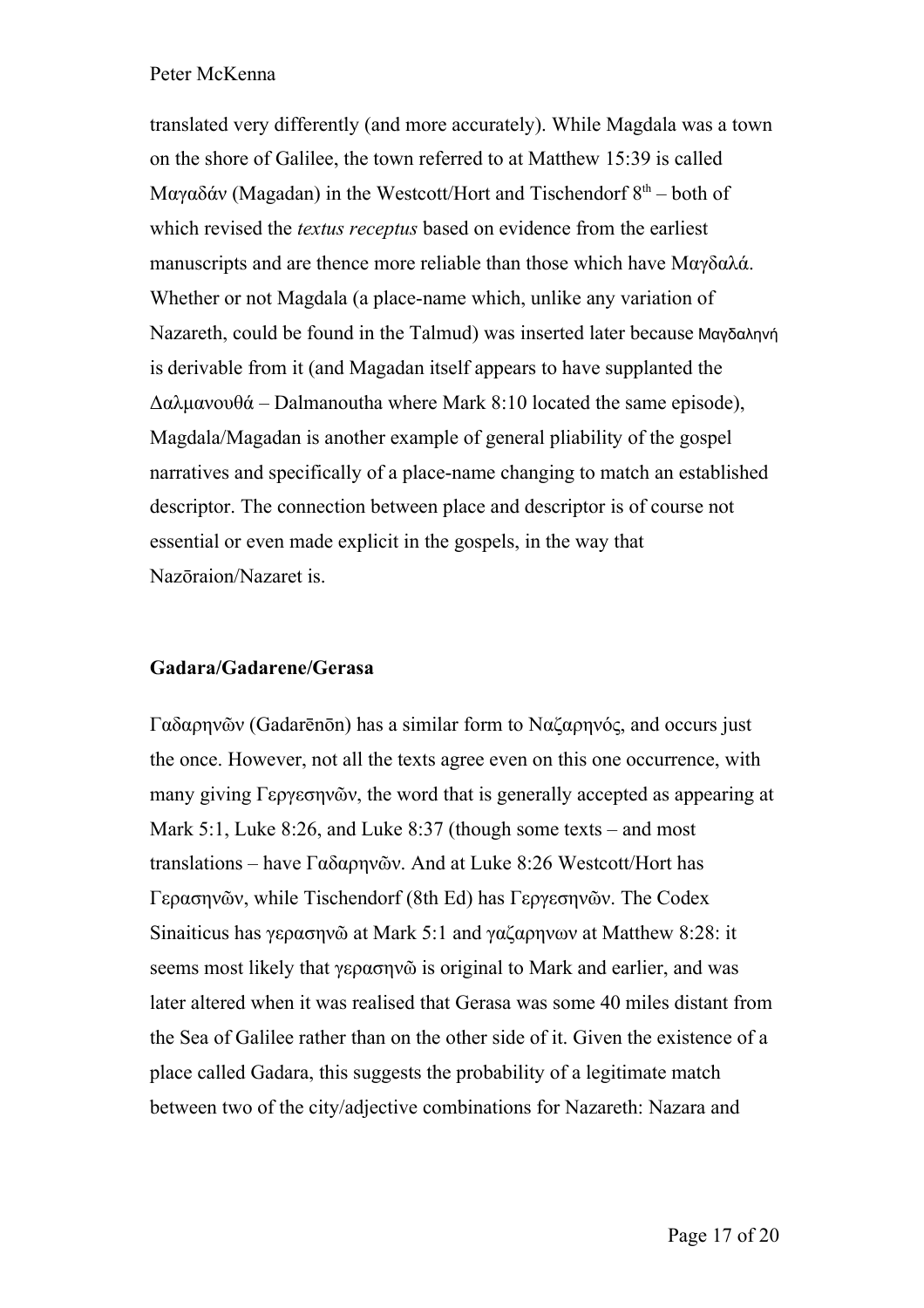translated very differently (and more accurately). While Magdala was a town on the shore of Galilee, the town referred to at Matthew 15:39 is called Μαγαδάν (Magadan) in the Westcott/Hort and Tischendorf 8th – both of which revised the *textus receptus* based on evidence from the earliest manuscripts and are thence more reliable than those which have Μαγδαλά. Whether or not Magdala (a place-name which, unlike any variation of Nazareth, could be found in the Talmud) was inserted later because Μαγδαληνή is derivable from it (and Magadan itself appears to have supplanted the Δαλμανουθά – Dalmanoutha where Mark 8:10 located the same episode), Magdala/Magadan is another example of general pliability of the gospel narratives and specifically of a place-name changing to match an established descriptor. The connection between place and descriptor is of course not essential or even made explicit in the gospels, in the way that Nazōraion/Nazaret is.

**Gadara/Gadarene/Gerasa**

Γαδαρηνῶν (Gadarēnōn) has a similar form to Ναζαρηνός, and occurs just the once. However, not all the texts agree even on this one occurrence, with many giving Γεργεσηνῶν, the word that is generally accepted as appearing at Mark 5:1, Luke 8:26, and Luke 8:37 (though some texts – and most translations – have Γαδαρηνῶν. And at Luke 8:26 Westcott/Hort has Γερασηνῶν, while Tischendorf (8th Ed) has Γεργεσηνῶν. The Codex Sinaiticus has γερασηνῶ at Mark 5:1 and γαζαρηνων at Matthew 8:28: it seems most likely that γερασηνῶ is original to Mark and earlier, and was later altered when it was realised that Gerasa was some 40 miles distant from the Sea of Galilee rather than on the other side of it. Given the existence of a place called Gadara, this suggests the probability of a legitimate match between two of the city/adjective combinations for Nazareth: Nazara and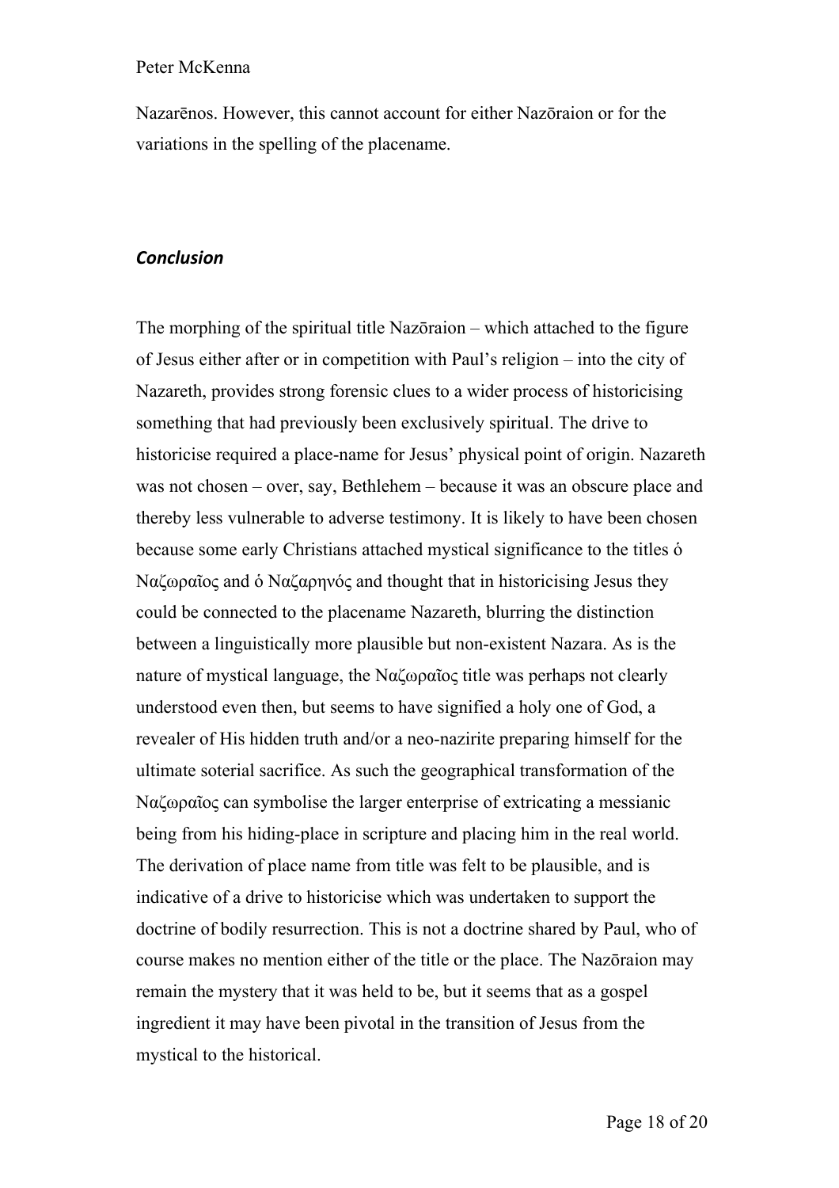Nazarēnos. However, this cannot account for either Nazōraion or for the variations in the spelling of the placename.

### ***Conclusion***

The morphing of the spiritual title Nazōraion – which attached to the figure of Jesus either after or in competition with Paul's religion – into the city of Nazareth, provides strong forensic clues to a wider process of historicising something that had previously been exclusively spiritual. The drive to historicise required a place-name for Jesus' physical point of origin. Nazareth was not chosen – over, say, Bethlehem – because it was an obscure place and thereby less vulnerable to adverse testimony. It is likely to have been chosen because some early Christians attached mystical significance to the titles ὁ Ναζωραῖος and ὁ Ναζαρηνός and thought that in historicising Jesus they could be connected to the placename Nazareth, blurring the distinction between a linguistically more plausible but non-existent Nazara. As is the nature of mystical language, the Ναζωραῖος title was perhaps not clearly understood even then, but seems to have signified a holy one of God, a revealer of His hidden truth and/or a neo-nazirite preparing himself for the ultimate soterial sacrifice. As such the geographical transformation of the Ναζωραῖος can symbolise the larger enterprise of extricating a messianic being from his hiding-place in scripture and placing him in the real world. The derivation of place name from title was felt to be plausible, and is indicative of a drive to historicise which was undertaken to support the doctrine of bodily resurrection. This is not a doctrine shared by Paul, who of course makes no mention either of the title or the place. The Nazōraion may remain the mystery that it was held to be, but it seems that as a gospel ingredient it may have been pivotal in the transition of Jesus from the mystical to the historical.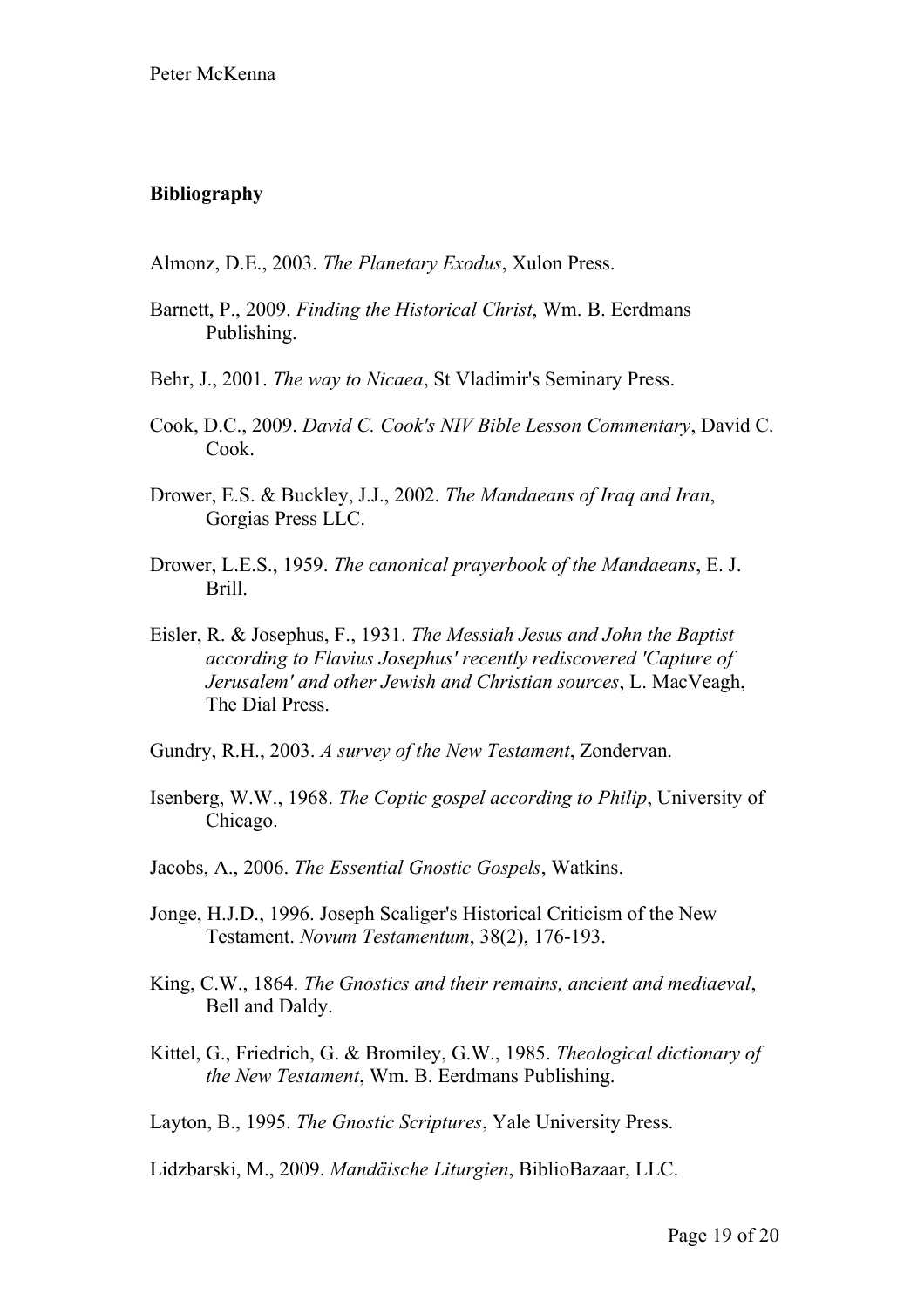## Bibliography

Almonz, D.E., 2003. *The Planetary Exodus*, Xulon Press.

Barnett, P., 2009. *Finding the Historical Christ*, Wm. B. Eerdmans Publishing.

Behr, J., 2001. *The way to Nicaea*, St Vladimir's Seminary Press.

Cook, D.C., 2009. *David C. Cook's NIV Bible Lesson Commentary*, David C. Cook.

Drower, E.S. & Buckley, J.J., 2002. *The Mandaeans of Iraq and Iran*, Gorgias Press LLC.

Drower, L.E.S., 1959. *The canonical prayerbook of the Mandaeans*, E. J. Brill.

Eisler, R. & Josephus, F., 1931. *The Messiah Jesus and John the Baptist according to Flavius Josephus' recently rediscovered 'Capture of Jerusalem' and other Jewish and Christian sources*, L. MacVeagh, The Dial Press.

Gundry, R.H., 2003. *A survey of the New Testament*, Zondervan.

Isenberg, W.W., 1968. *The Coptic gospel according to Philip*, University of Chicago.

Jacobs, A., 2006. *The Essential Gnostic Gospels*, Watkins.

Jonge, H.J.D., 1996. Joseph Scaliger's Historical Criticism of the New Testament. *Novum Testamentum*, 38(2), 176-193.

King, C.W., 1864. *The Gnostics and their remains, ancient and mediaeval*, Bell and Daldy.

Kittel, G., Friedrich, G. & Bromiley, G.W., 1985. *Theological dictionary of the New Testament*, Wm. B. Eerdmans Publishing.

Layton, B., 1995. *The Gnostic Scriptures*, Yale University Press.

Lidzbarski, M., 2009. *Mandäische Liturgien*, BiblioBazaar, LLC.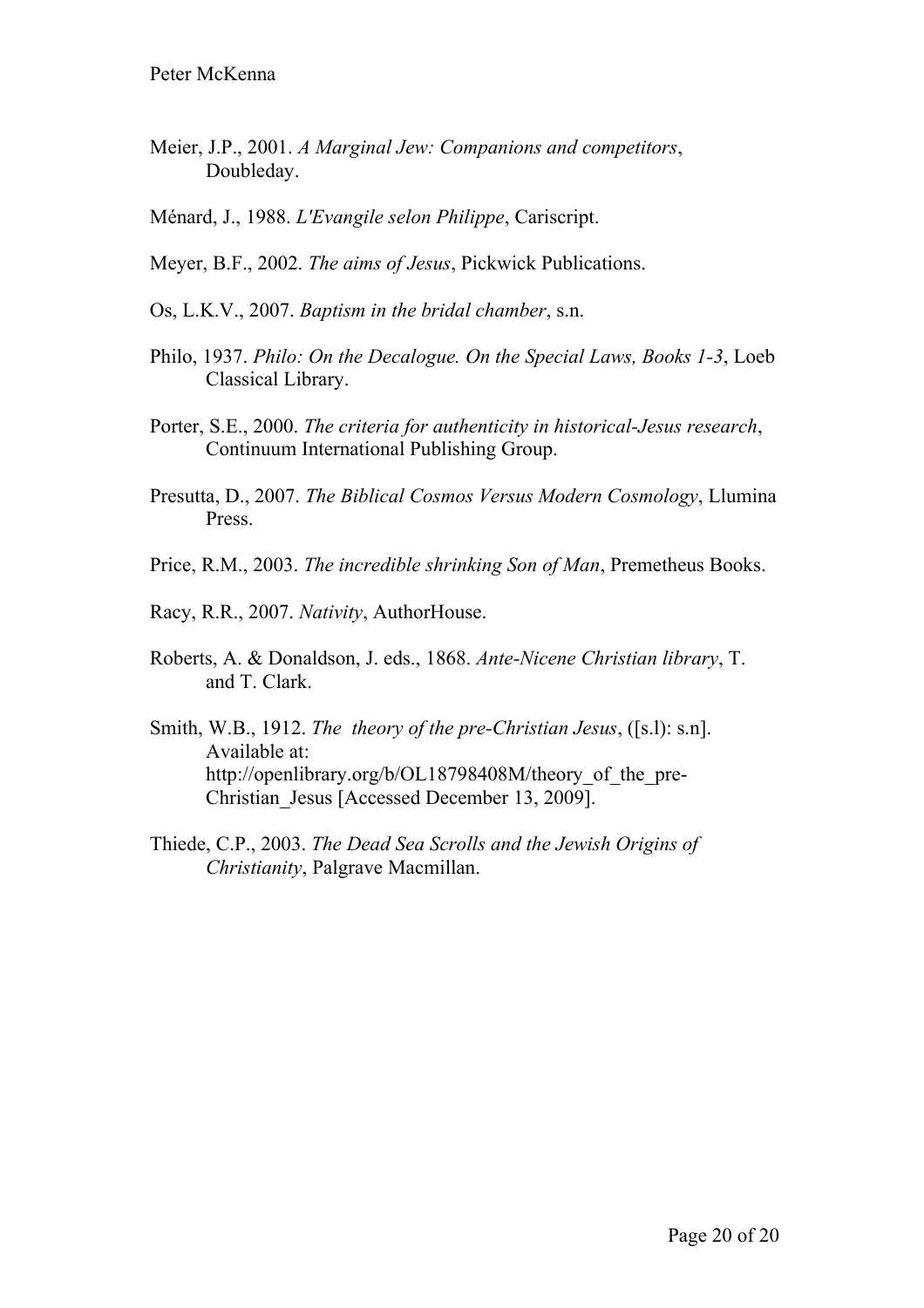Meier, J.P., 2001. *A Marginal Jew: Companions and competitors*, Doubleday.

Ménard, J., 1988. *L'Evangile selon Philippe*, Cariscript.

Meyer, B.F., 2002. *The aims of Jesus*, Pickwick Publications.

Os, L.K.V., 2007. *Baptism in the bridal chamber*, s.n.

Philo, 1937. *Philo: On the Decalogue. On the Special Laws, Books 1-3*, Loeb Classical Library.

Porter, S.E., 2000. *The criteria for authenticity in historical-Jesus research*, Continuum International Publishing Group.

Presutta, D., 2007. *The Biblical Cosmos Versus Modern Cosmology*, Llumina Press.

Price, R.M., 2003. *The incredible shrinking Son of Man*, Premetheus Books.

Racy, R.R., 2007. *Nativity*, AuthorHouse.

Roberts, A. & Donaldson, J. eds., 1868. *Ante-Nicene Christian library*, T. and T. Clark.

Smith, W.B., 1912. *The theory of the pre-Christian Jesus*, ([s.l): s.n]. Available at: http://openlibrary.org/b/OL18798408M/theory_of_the_pre-Christian_Jesus [Accessed December 13, 2009].

Thiede, C.P., 2003. *The Dead Sea Scrolls and the Jewish Origins of Christianity*, Palgrave Macmillan.